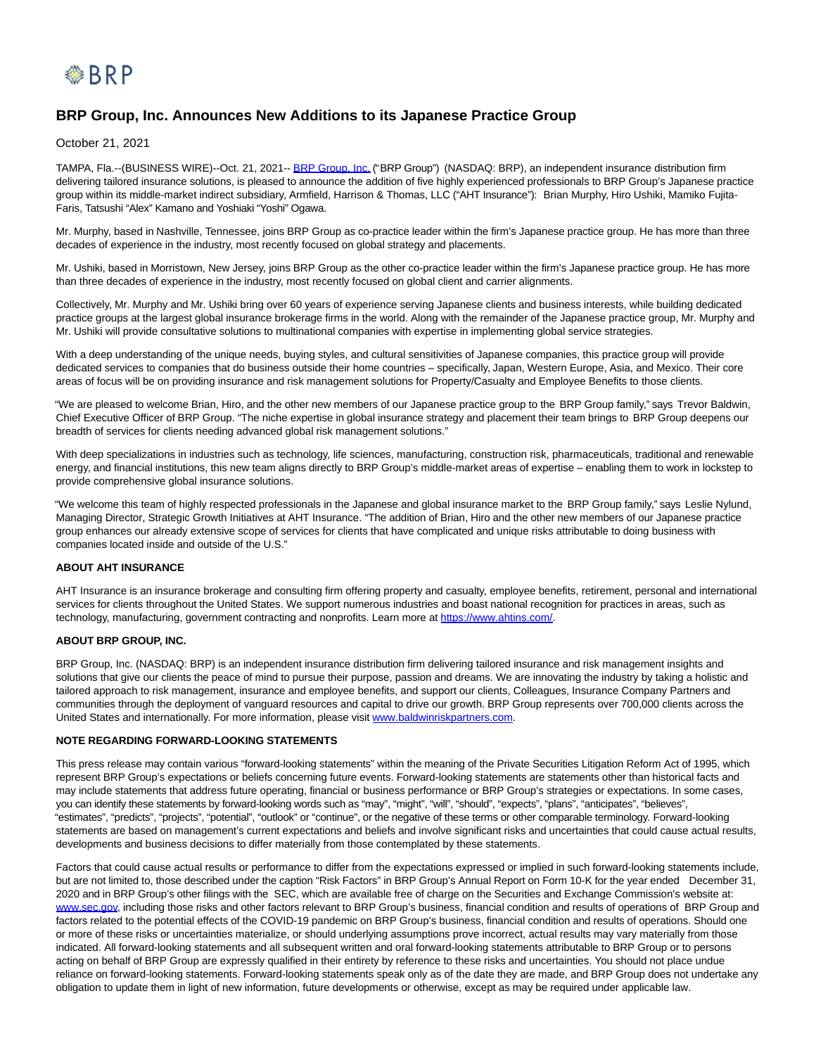# BRP Group, Inc. Announces New Additions to its Japanese Practice Group

October 21, 2021

TAMPA, Fla.--(BUSINESS WIRE)--Oct. 21, 2021-- BRP Group, Inc. ("BRP Group") (NASDAQ: BRP), an independent insurance distribution firm delivering tailored insurance solutions, is pleased to announce the addition of five highly experienced professionals to BRP Group's Japanese practice group within its middle-market indirect subsidiary, Armfield, Harrison & Thomas, LLC ("AHT Insurance"): Brian Murphy, Hiro Ushiki, Mamiko Fujita-Faris, Tatsushi "Alex" Kamano and Yoshiaki "Yoshi" Ogawa.

Mr. Murphy, based in Nashville, Tennessee, joins BRP Group as co-practice leader within the firm's Japanese practice group. He has more than three decades of experience in the industry, most recently focused on global strategy and placements.

Mr. Ushiki, based in Morristown, New Jersey, joins BRP Group as the other co-practice leader within the firm's Japanese practice group. He has more than three decades of experience in the industry, most recently focused on global client and carrier alignments.

Collectively, Mr. Murphy and Mr. Ushiki bring over 60 years of experience serving Japanese clients and business interests, while building dedicated practice groups at the largest global insurance brokerage firms in the world. Along with the remainder of the Japanese practice group, Mr. Murphy and Mr. Ushiki will provide consultative solutions to multinational companies with expertise in implementing global service strategies.

With a deep understanding of the unique needs, buying styles, and cultural sensitivities of Japanese companies, this practice group will provide dedicated services to companies that do business outside their home countries – specifically, Japan, Western Europe, Asia, and Mexico. Their core areas of focus will be on providing insurance and risk management solutions for Property/Casualty and Employee Benefits to those clients.

"We are pleased to welcome Brian, Hiro, and the other new members of our Japanese practice group to the BRP Group family," says Trevor Baldwin, Chief Executive Officer of BRP Group. "The niche expertise in global insurance strategy and placement their team brings to BRP Group deepens our breadth of services for clients needing advanced global risk management solutions."

With deep specializations in industries such as technology, life sciences, manufacturing, construction risk, pharmaceuticals, traditional and renewable energy, and financial institutions, this new team aligns directly to BRP Group's middle-market areas of expertise – enabling them to work in lockstep to provide comprehensive global insurance solutions.

"We welcome this team of highly respected professionals in the Japanese and global insurance market to the BRP Group family," says Leslie Nylund, Managing Director, Strategic Growth Initiatives at AHT Insurance. "The addition of Brian, Hiro and the other new members of our Japanese practice group enhances our already extensive scope of services for clients that have complicated and unique risks attributable to doing business with companies located inside and outside of the U.S."

**ABOUT AHT INSURANCE**

AHT Insurance is an insurance brokerage and consulting firm offering property and casualty, employee benefits, retirement, personal and international services for clients throughout the United States. We support numerous industries and boast national recognition for practices in areas, such as technology, manufacturing, government contracting and nonprofits. Learn more at https://www.ahtins.com/.

**ABOUT BRP GROUP, INC.**

BRP Group, Inc. (NASDAQ: BRP) is an independent insurance distribution firm delivering tailored insurance and risk management insights and solutions that give our clients the peace of mind to pursue their purpose, passion and dreams. We are innovating the industry by taking a holistic and tailored approach to risk management, insurance and employee benefits, and support our clients, Colleagues, Insurance Company Partners and communities through the deployment of vanguard resources and capital to drive our growth. BRP Group represents over 700,000 clients across the United States and internationally. For more information, please visit www.baldwinriskpartners.com.

**NOTE REGARDING FORWARD-LOOKING STATEMENTS**

This press release may contain various "forward-looking statements" within the meaning of the Private Securities Litigation Reform Act of 1995, which represent BRP Group's expectations or beliefs concerning future events. Forward-looking statements are statements other than historical facts and may include statements that address future operating, financial or business performance or BRP Group's strategies or expectations. In some cases, you can identify these statements by forward-looking words such as "may", "might", "will", "should", "expects", "plans", "anticipates", "believes", "estimates", "predicts", "projects", "potential", "outlook" or "continue", or the negative of these terms or other comparable terminology. Forward-looking statements are based on management's current expectations and beliefs and involve significant risks and uncertainties that could cause actual results, developments and business decisions to differ materially from those contemplated by these statements.

Factors that could cause actual results or performance to differ from the expectations expressed or implied in such forward-looking statements include, but are not limited to, those described under the caption "Risk Factors" in BRP Group's Annual Report on Form 10-K for the year ended December 31, 2020 and in BRP Group's other filings with the SEC, which are available free of charge on the Securities and Exchange Commission's website at: www.sec.gov, including those risks and other factors relevant to BRP Group's business, financial condition and results of operations of BRP Group and factors related to the potential effects of the COVID-19 pandemic on BRP Group's business, financial condition and results of operations. Should one or more of these risks or uncertainties materialize, or should underlying assumptions prove incorrect, actual results may vary materially from those indicated. All forward-looking statements and all subsequent written and oral forward-looking statements attributable to BRP Group or to persons acting on behalf of BRP Group are expressly qualified in their entirety by reference to these risks and uncertainties. You should not place undue reliance on forward-looking statements. Forward-looking statements speak only as of the date they are made, and BRP Group does not undertake any obligation to update them in light of new information, future developments or otherwise, except as may be required under applicable law.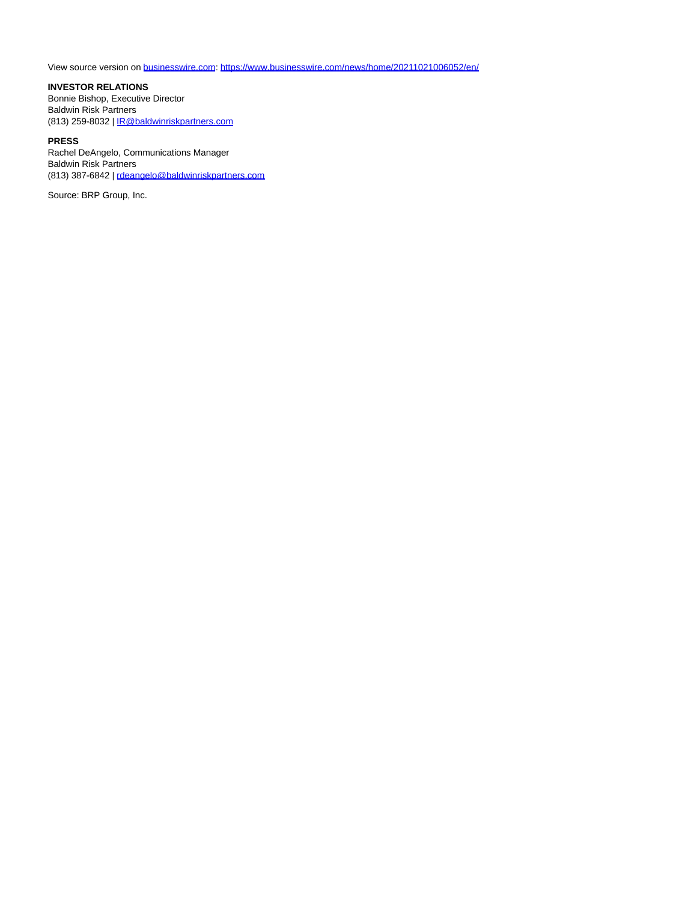View source version on businesswire.com: https://www.businesswire.com/news/home/20211021006052/en/

**INVESTOR RELATIONS**
Bonnie Bishop, Executive Director
Baldwin Risk Partners
(813) 259-8032 | IR@baldwinriskpartners.com

**PRESS**
Rachel DeAngelo, Communications Manager
Baldwin Risk Partners
(813) 387-6842 | rdeangelo@baldwinriskpartners.com

Source: BRP Group, Inc.